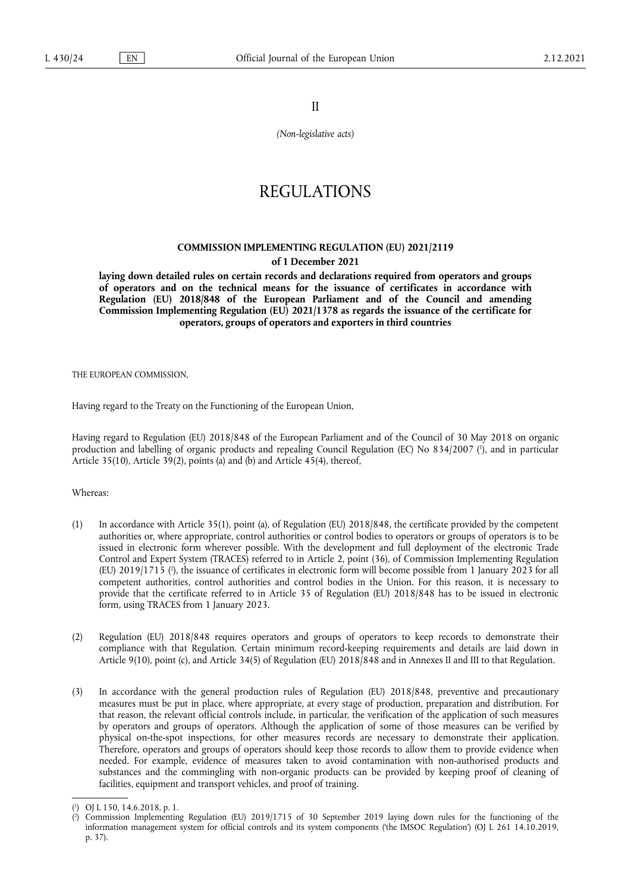II

*(Non-legislative acts)*

# REGULATIONS

## COMMISSION IMPLEMENTING REGULATION (EU) 2021/2119

**of 1 December 2021**

**laying down detailed rules on certain records and declarations required from operators and groups of operators and on the technical means for the issuance of certificates in accordance with Regulation (EU) 2018/848 of the European Parliament and of the Council and amending Commission Implementing Regulation (EU) 2021/1378 as regards the issuance of the certificate for operators, groups of operators and exporters in third countries**

THE EUROPEAN COMMISSION,

Having regard to the Treaty on the Functioning of the European Union,

Having regard to Regulation (EU) 2018/848 of the European Parliament and of the Council of 30 May 2018 on organic production and labelling of organic products and repealing Council Regulation (EC) No 834/2007 [1], and in particular Article 35(10), Article 39(2), points (a) and (b) and Article 45(4), thereof,

Whereas:

(1) In accordance with Article 35(1), point (a), of Regulation (EU) 2018/848, the certificate provided by the competent authorities or, where appropriate, control authorities or control bodies to operators or groups of operators is to be issued in electronic form wherever possible. With the development and full deployment of the electronic Trade Control and Expert System (TRACES) referred to in Article 2, point (36), of Commission Implementing Regulation (EU) 2019/1715 [2], the issuance of certificates in electronic form will become possible from 1 January 2023 for all competent authorities, control authorities and control bodies in the Union. For this reason, it is necessary to provide that the certificate referred to in Article 35 of Regulation (EU) 2018/848 has to be issued in electronic form, using TRACES from 1 January 2023.

(2) Regulation (EU) 2018/848 requires operators and groups of operators to keep records to demonstrate their compliance with that Regulation. Certain minimum record-keeping requirements and details are laid down in Article 9(10), point (c), and Article 34(5) of Regulation (EU) 2018/848 and in Annexes II and III to that Regulation.

(3) In accordance with the general production rules of Regulation (EU) 2018/848, preventive and precautionary measures must be put in place, where appropriate, at every stage of production, preparation and distribution. For that reason, the relevant official controls include, in particular, the verification of the application of such measures by operators and groups of operators. Although the application of some of those measures can be verified by physical on-the-spot inspections, for other measures records are necessary to demonstrate their application. Therefore, operators and groups of operators should keep those records to allow them to provide evidence when needed. For example, evidence of measures taken to avoid contamination with non-authorised products and substances and the commingling with non-organic products can be provided by keeping proof of cleaning of facilities, equipment and transport vehicles, and proof of training.

---

[1] OJ L 150, 14.6.2018, p. 1.

[2] Commission Implementing Regulation (EU) 2019/1715 of 30 September 2019 laying down rules for the functioning of the information management system for official controls and its system components ('the IMSOC Regulation') (OJ L 261 14.10.2019, p. 37).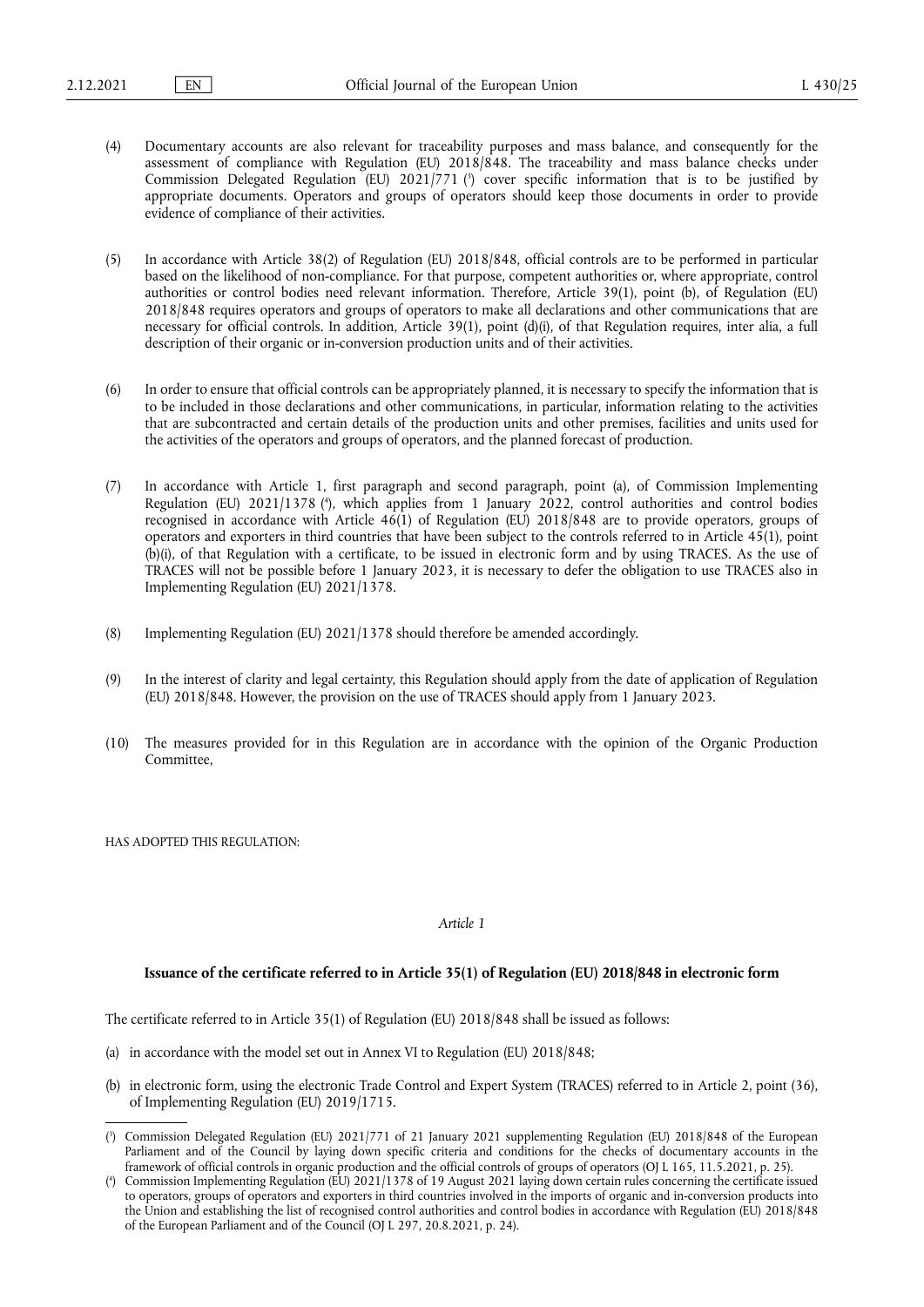(4) Documentary accounts are also relevant for traceability purposes and mass balance, and consequently for the assessment of compliance with Regulation (EU) 2018/848. The traceability and mass balance checks under Commission Delegated Regulation (EU) 2021/771 [3] cover specific information that is to be justified by appropriate documents. Operators and groups of operators should keep those documents in order to provide evidence of compliance of their activities.

(5) In accordance with Article 38(2) of Regulation (EU) 2018/848, official controls are to be performed in particular based on the likelihood of non-compliance. For that purpose, competent authorities or, where appropriate, control authorities or control bodies need relevant information. Therefore, Article 39(1), point (b), of Regulation (EU) 2018/848 requires operators and groups of operators to make all declarations and other communications that are necessary for official controls. In addition, Article 39(1), point (d)(i), of that Regulation requires, inter alia, a full description of their organic or in-conversion production units and of their activities.

(6) In order to ensure that official controls can be appropriately planned, it is necessary to specify the information that is to be included in those declarations and other communications, in particular, information relating to the activities that are subcontracted and certain details of the production units and other premises, facilities and units used for the activities of the operators and groups of operators, and the planned forecast of production.

(7) In accordance with Article 1, first paragraph and second paragraph, point (a), of Commission Implementing Regulation (EU) 2021/1378 [4], which applies from 1 January 2022, control authorities and control bodies recognised in accordance with Article 46(1) of Regulation (EU) 2018/848 are to provide operators, groups of operators and exporters in third countries that have been subject to the controls referred to in Article 45(1), point (b)(i), of that Regulation with a certificate, to be issued in electronic form and by using TRACES. As the use of TRACES will not be possible before 1 January 2023, it is necessary to defer the obligation to use TRACES also in Implementing Regulation (EU) 2021/1378.

(8) Implementing Regulation (EU) 2021/1378 should therefore be amended accordingly.

(9) In the interest of clarity and legal certainty, this Regulation should apply from the date of application of Regulation (EU) 2018/848. However, the provision on the use of TRACES should apply from 1 January 2023.

(10) The measures provided for in this Regulation are in accordance with the opinion of the Organic Production Committee,

HAS ADOPTED THIS REGULATION:

*Article 1*

**Issuance of the certificate referred to in Article 35(1) of Regulation (EU) 2018/848 in electronic form**

The certificate referred to in Article 35(1) of Regulation (EU) 2018/848 shall be issued as follows:

(a) in accordance with the model set out in Annex VI to Regulation (EU) 2018/848;

(b) in electronic form, using the electronic Trade Control and Expert System (TRACES) referred to in Article 2, point (36), of Implementing Regulation (EU) 2019/1715.

---

[3] Commission Delegated Regulation (EU) 2021/771 of 21 January 2021 supplementing Regulation (EU) 2018/848 of the European Parliament and of the Council by laying down specific criteria and conditions for the checks of documentary accounts in the framework of official controls in organic production and the official controls of groups of operators (OJ L 165, 11.5.2021, p. 25).

[4] Commission Implementing Regulation (EU) 2021/1378 of 19 August 2021 laying down certain rules concerning the certificate issued to operators, groups of operators and exporters in third countries involved in the imports of organic and in-conversion products into the Union and establishing the list of recognised control authorities and control bodies in accordance with Regulation (EU) 2018/848 of the European Parliament and of the Council (OJ L 297, 20.8.2021, p. 24).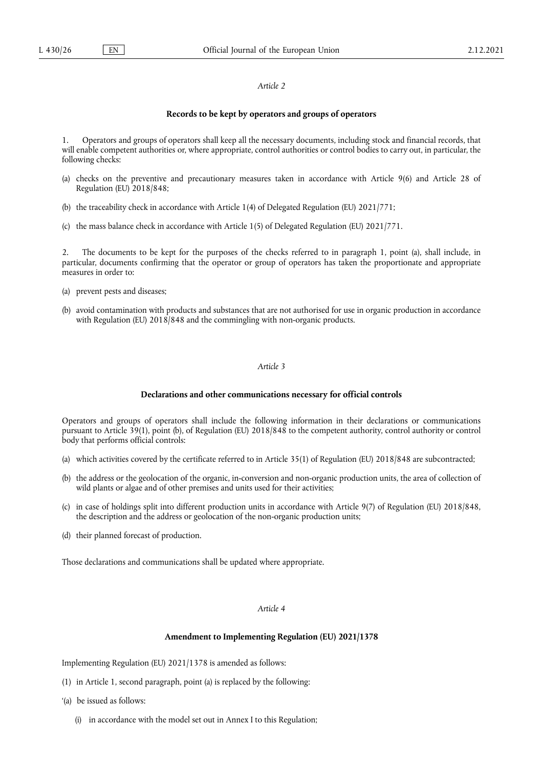*Article 2*

**Records to be kept by operators and groups of operators**

1. Operators and groups of operators shall keep all the necessary documents, including stock and financial records, that will enable competent authorities or, where appropriate, control authorities or control bodies to carry out, in particular, the following checks:

(a) checks on the preventive and precautionary measures taken in accordance with Article 9(6) and Article 28 of Regulation (EU) 2018/848;

(b) the traceability check in accordance with Article 1(4) of Delegated Regulation (EU) 2021/771;

(c) the mass balance check in accordance with Article 1(5) of Delegated Regulation (EU) 2021/771.

2. The documents to be kept for the purposes of the checks referred to in paragraph 1, point (a), shall include, in particular, documents confirming that the operator or group of operators has taken the proportionate and appropriate measures in order to:

(a) prevent pests and diseases;

(b) avoid contamination with products and substances that are not authorised for use in organic production in accordance with Regulation (EU) 2018/848 and the commingling with non-organic products.

*Article 3*

**Declarations and other communications necessary for official controls**

Operators and groups of operators shall include the following information in their declarations or communications pursuant to Article 39(1), point (b), of Regulation (EU) 2018/848 to the competent authority, control authority or control body that performs official controls:

(a) which activities covered by the certificate referred to in Article 35(1) of Regulation (EU) 2018/848 are subcontracted;

(b) the address or the geolocation of the organic, in-conversion and non-organic production units, the area of collection of wild plants or algae and of other premises and units used for their activities;

(c) in case of holdings split into different production units in accordance with Article 9(7) of Regulation (EU) 2018/848, the description and the address or geolocation of the non-organic production units;

(d) their planned forecast of production.

Those declarations and communications shall be updated where appropriate.

*Article 4*

**Amendment to Implementing Regulation (EU) 2021/1378**

Implementing Regulation (EU) 2021/1378 is amended as follows:

(1) in Article 1, second paragraph, point (a) is replaced by the following:

'(a) be issued as follows:

(i) in accordance with the model set out in Annex I to this Regulation;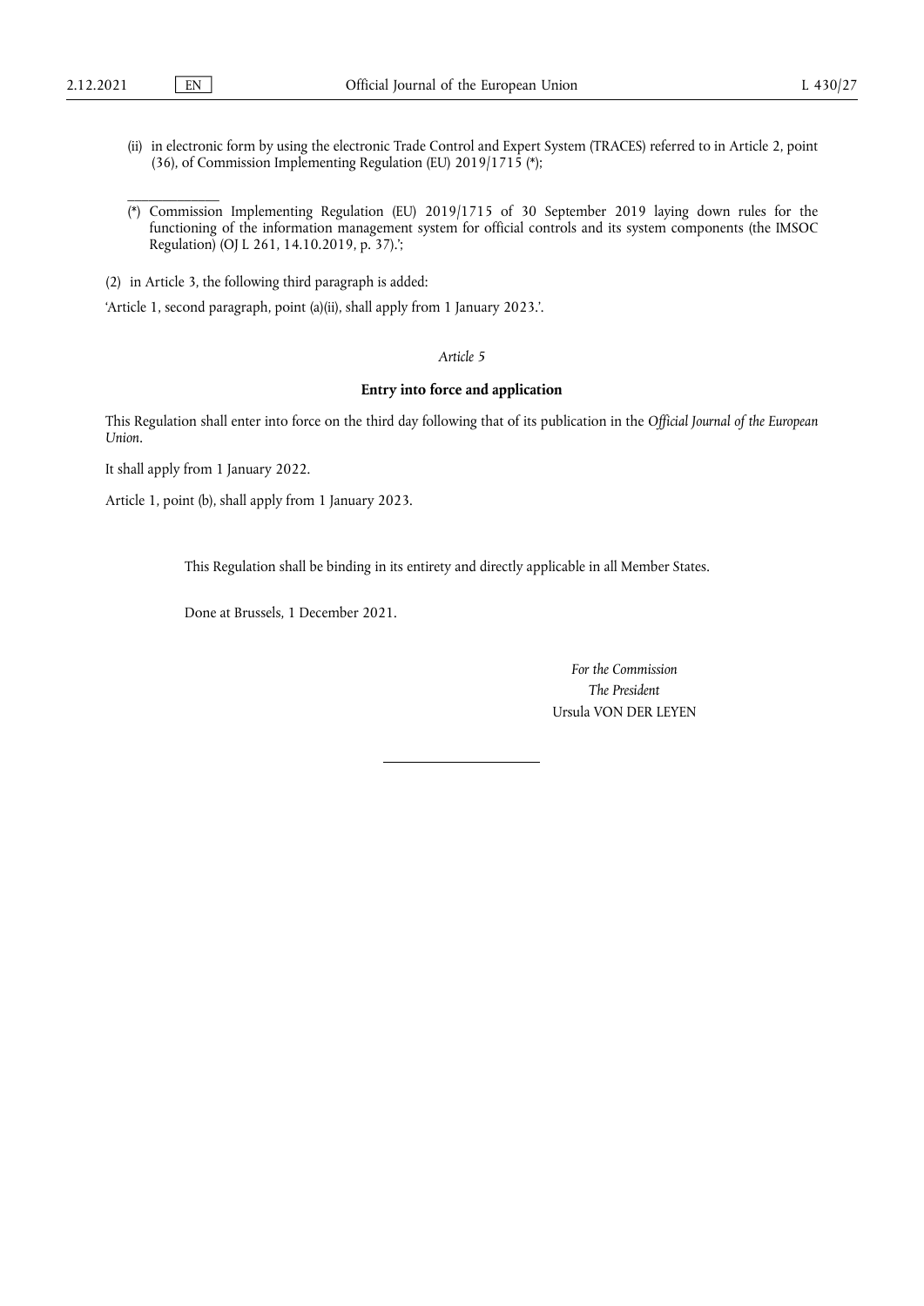(ii) in electronic form by using the electronic Trade Control and Expert System (TRACES) referred to in Article 2, point (36), of Commission Implementing Regulation (EU) 2019/1715 (*);

(*) Commission Implementing Regulation (EU) 2019/1715 of 30 September 2019 laying down rules for the functioning of the information management system for official controls and its system components (the IMSOC Regulation) (OJ L 261, 14.10.2019, p. 37).';

(2) in Article 3, the following third paragraph is added:

'Article 1, second paragraph, point (a)(ii), shall apply from 1 January 2023.'.

*Article 5*

**Entry into force and application**

This Regulation shall enter into force on the third day following that of its publication in the *Official Journal of the European Union*.

It shall apply from 1 January 2022.

Article 1, point (b), shall apply from 1 January 2023.

This Regulation shall be binding in its entirety and directly applicable in all Member States.

Done at Brussels, 1 December 2021.

*For the Commission*
*The President*
Ursula VON DER LEYEN